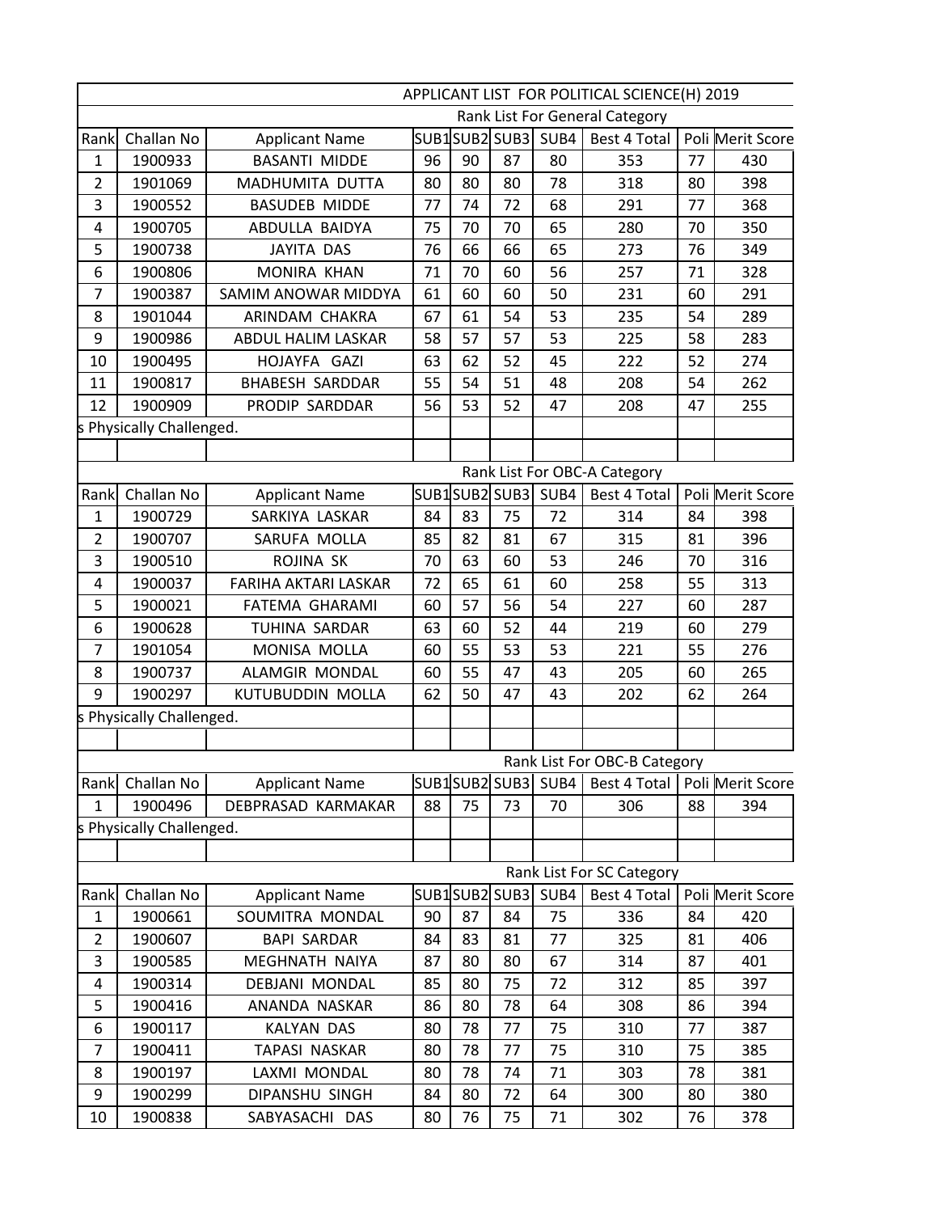# APPLICANT LIST FOR POLITICAL SCIENCE(H) 2019

## Rank List For General Category

| Rank | Challan No | Applicant Name | SUB1 | SUB2 | SUB3 | SUB4 | Best 4 Total | Poli | Merit Score |
|---|---|---|---|---|---|---|---|---|---|
| 1 | 1900933 | BASANTI MIDDE | 96 | 90 | 87 | 80 | 353 | 77 | 430 |
| 2 | 1901069 | MADHUMITA DUTTA | 80 | 80 | 80 | 78 | 318 | 80 | 398 |
| 3 | 1900552 | BASUDEB MIDDE | 77 | 74 | 72 | 68 | 291 | 77 | 368 |
| 4 | 1900705 | ABDULLA BAIDYA | 75 | 70 | 70 | 65 | 280 | 70 | 350 |
| 5 | 1900738 | JAYITA DAS | 76 | 66 | 66 | 65 | 273 | 76 | 349 |
| 6 | 1900806 | MONIRA KHAN | 71 | 70 | 60 | 56 | 257 | 71 | 328 |
| 7 | 1900387 | SAMIM ANOWAR MIDDYA | 61 | 60 | 60 | 50 | 231 | 60 | 291 |
| 8 | 1901044 | ARINDAM CHAKRA | 67 | 61 | 54 | 53 | 235 | 54 | 289 |
| 9 | 1900986 | ABDUL HALIM LASKAR | 58 | 57 | 57 | 53 | 225 | 58 | 283 |
| 10 | 1900495 | HOJAYFA GAZI | 63 | 62 | 52 | 45 | 222 | 52 | 274 |
| 11 | 1900817 | BHABESH SARDDAR | 55 | 54 | 51 | 48 | 208 | 54 | 262 |
| 12 | 1900909 | PRODIP SARDDAR | 56 | 53 | 52 | 47 | 208 | 47 | 255 |

s Physically Challenged.

## Rank List For OBC-A Category

| Rank | Challan No | Applicant Name | SUB1 | SUB2 | SUB3 | SUB4 | Best 4 Total | Poli | Merit Score |
|---|---|---|---|---|---|---|---|---|---|
| 1 | 1900729 | SARKIYA LASKAR | 84 | 83 | 75 | 72 | 314 | 84 | 398 |
| 2 | 1900707 | SARUFA MOLLA | 85 | 82 | 81 | 67 | 315 | 81 | 396 |
| 3 | 1900510 | ROJINA SK | 70 | 63 | 60 | 53 | 246 | 70 | 316 |
| 4 | 1900037 | FARIHA AKTARI LASKAR | 72 | 65 | 61 | 60 | 258 | 55 | 313 |
| 5 | 1900021 | FATEMA GHARAMI | 60 | 57 | 56 | 54 | 227 | 60 | 287 |
| 6 | 1900628 | TUHINA SARDAR | 63 | 60 | 52 | 44 | 219 | 60 | 279 |
| 7 | 1901054 | MONISA MOLLA | 60 | 55 | 53 | 53 | 221 | 55 | 276 |
| 8 | 1900737 | ALAMGIR MONDAL | 60 | 55 | 47 | 43 | 205 | 60 | 265 |
| 9 | 1900297 | KUTUBUDDIN MOLLA | 62 | 50 | 47 | 43 | 202 | 62 | 264 |

s Physically Challenged.

## Rank List For OBC-B Category

| Rank | Challan No | Applicant Name | SUB1 | SUB2 | SUB3 | SUB4 | Best 4 Total | Poli | Merit Score |
|---|---|---|---|---|---|---|---|---|---|
| 1 | 1900496 | DEBPRASAD KARMAKAR | 88 | 75 | 73 | 70 | 306 | 88 | 394 |

s Physically Challenged.

## Rank List For SC Category

| Rank | Challan No | Applicant Name | SUB1 | SUB2 | SUB3 | SUB4 | Best 4 Total | Poli | Merit Score |
|---|---|---|---|---|---|---|---|---|---|
| 1 | 1900661 | SOUMITRA MONDAL | 90 | 87 | 84 | 75 | 336 | 84 | 420 |
| 2 | 1900607 | BAPI SARDAR | 84 | 83 | 81 | 77 | 325 | 81 | 406 |
| 3 | 1900585 | MEGHNATH NAIYA | 87 | 80 | 80 | 67 | 314 | 87 | 401 |
| 4 | 1900314 | DEBJANI MONDAL | 85 | 80 | 75 | 72 | 312 | 85 | 397 |
| 5 | 1900416 | ANANDA NASKAR | 86 | 80 | 78 | 64 | 308 | 86 | 394 |
| 6 | 1900117 | KALYAN DAS | 80 | 78 | 77 | 75 | 310 | 77 | 387 |
| 7 | 1900411 | TAPASI NASKAR | 80 | 78 | 77 | 75 | 310 | 75 | 385 |
| 8 | 1900197 | LAXMI MONDAL | 80 | 78 | 74 | 71 | 303 | 78 | 381 |
| 9 | 1900299 | DIPANSHU SINGH | 84 | 80 | 72 | 64 | 300 | 80 | 380 |
| 10 | 1900838 | SABYASACHI DAS | 80 | 76 | 75 | 71 | 302 | 76 | 378 |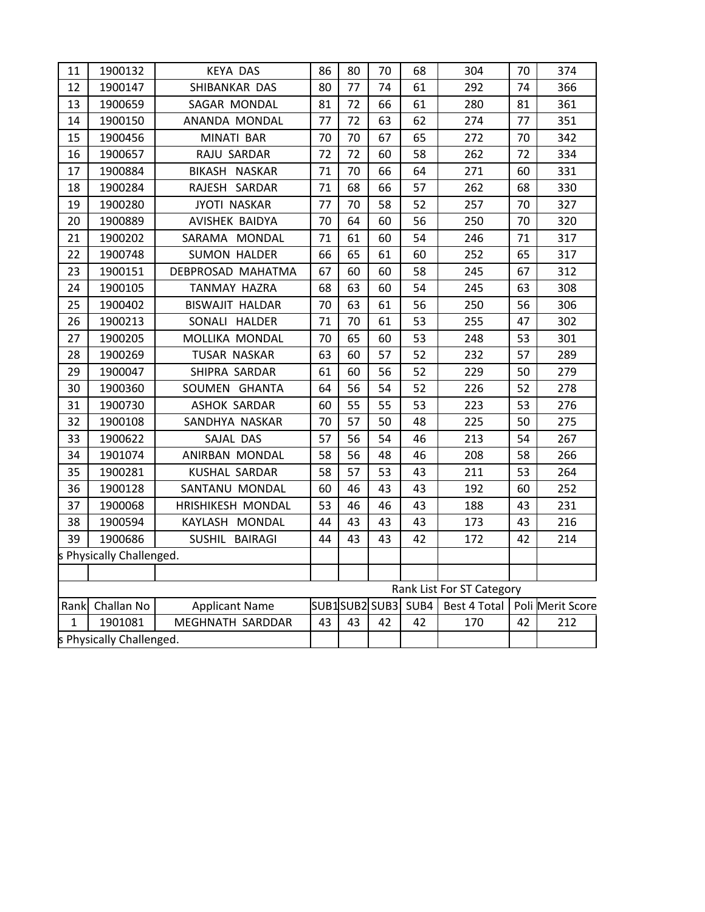| | | | | | | | | | |
|---|---|---|---|---|---|---|---|---|---|
| 11 | 1900132 | KEYA DAS | 86 | 80 | 70 | 68 | 304 | 70 | 374 |
| 12 | 1900147 | SHIBANKAR DAS | 80 | 77 | 74 | 61 | 292 | 74 | 366 |
| 13 | 1900659 | SAGAR MONDAL | 81 | 72 | 66 | 61 | 280 | 81 | 361 |
| 14 | 1900150 | ANANDA MONDAL | 77 | 72 | 63 | 62 | 274 | 77 | 351 |
| 15 | 1900456 | MINATI BAR | 70 | 70 | 67 | 65 | 272 | 70 | 342 |
| 16 | 1900657 | RAJU SARDAR | 72 | 72 | 60 | 58 | 262 | 72 | 334 |
| 17 | 1900884 | BIKASH NASKAR | 71 | 70 | 66 | 64 | 271 | 60 | 331 |
| 18 | 1900284 | RAJESH SARDAR | 71 | 68 | 66 | 57 | 262 | 68 | 330 |
| 19 | 1900280 | JYOTI NASKAR | 77 | 70 | 58 | 52 | 257 | 70 | 327 |
| 20 | 1900889 | AVISHEK BAIDYA | 70 | 64 | 60 | 56 | 250 | 70 | 320 |
| 21 | 1900202 | SARAMA MONDAL | 71 | 61 | 60 | 54 | 246 | 71 | 317 |
| 22 | 1900748 | SUMON HALDER | 66 | 65 | 61 | 60 | 252 | 65 | 317 |
| 23 | 1900151 | DEBPROSAD MAHATMA | 67 | 60 | 60 | 58 | 245 | 67 | 312 |
| 24 | 1900105 | TANMAY HAZRA | 68 | 63 | 60 | 54 | 245 | 63 | 308 |
| 25 | 1900402 | BISWAJIT HALDAR | 70 | 63 | 61 | 56 | 250 | 56 | 306 |
| 26 | 1900213 | SONALI HALDER | 71 | 70 | 61 | 53 | 255 | 47 | 302 |
| 27 | 1900205 | MOLLIKA MONDAL | 70 | 65 | 60 | 53 | 248 | 53 | 301 |
| 28 | 1900269 | TUSAR NASKAR | 63 | 60 | 57 | 52 | 232 | 57 | 289 |
| 29 | 1900047 | SHIPRA SARDAR | 61 | 60 | 56 | 52 | 229 | 50 | 279 |
| 30 | 1900360 | SOUMEN GHANTA | 64 | 56 | 54 | 52 | 226 | 52 | 278 |
| 31 | 1900730 | ASHOK SARDAR | 60 | 55 | 55 | 53 | 223 | 53 | 276 |
| 32 | 1900108 | SANDHYA NASKAR | 70 | 57 | 50 | 48 | 225 | 50 | 275 |
| 33 | 1900622 | SAJAL DAS | 57 | 56 | 54 | 46 | 213 | 54 | 267 |
| 34 | 1901074 | ANIRBAN MONDAL | 58 | 56 | 48 | 46 | 208 | 58 | 266 |
| 35 | 1900281 | KUSHAL SARDAR | 58 | 57 | 53 | 43 | 211 | 53 | 264 |
| 36 | 1900128 | SANTANU MONDAL | 60 | 46 | 43 | 43 | 192 | 60 | 252 |
| 37 | 1900068 | HRISHIKESH MONDAL | 53 | 46 | 46 | 43 | 188 | 43 | 231 |
| 38 | 1900594 | KAYLASH MONDAL | 44 | 43 | 43 | 43 | 173 | 43 | 216 |
| 39 | 1900686 | SUSHIL BAIRAGI | 44 | 43 | 43 | 42 | 172 | 42 | 214 |

s Physically Challenged.

Rank List For ST Category

| Rank | Challan No | Applicant Name | SUB1 | SUB2 | SUB3 | SUB4 | Best 4 Total | Poli | Merit Score |
|---|---|---|---|---|---|---|---|---|---|
| 1 | 1901081 | MEGHNATH SARDDAR | 43 | 43 | 42 | 42 | 170 | 42 | 212 |

s Physically Challenged.